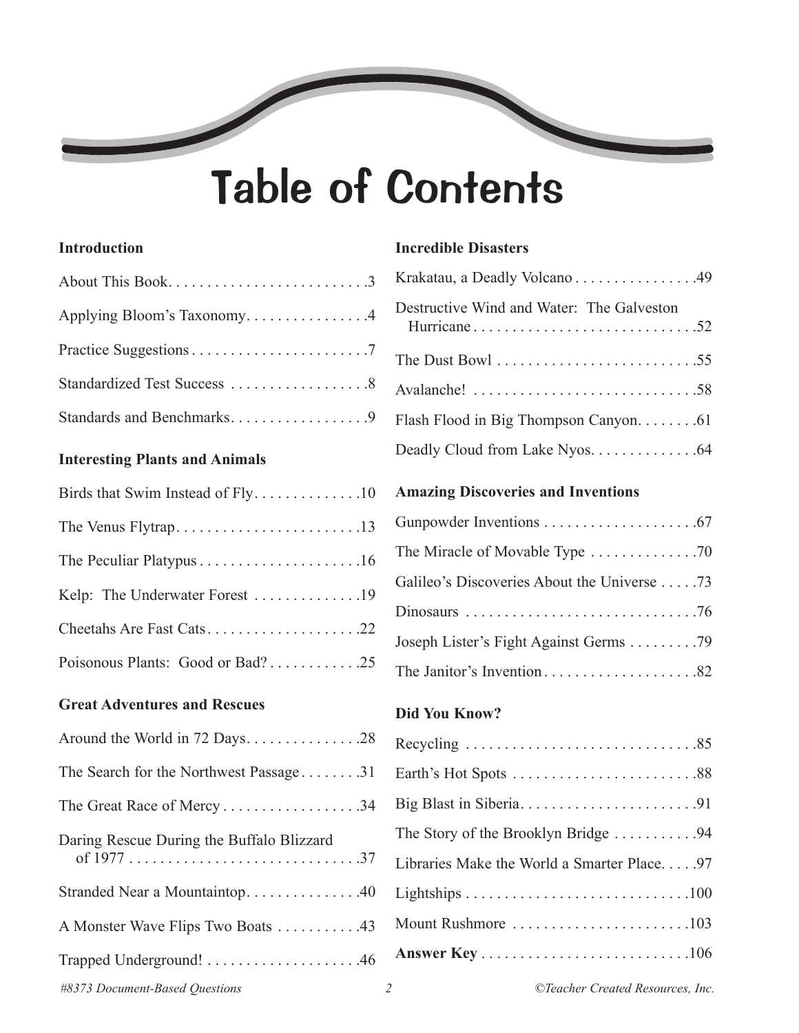# Table of Contents

## Introduction

- About This Book . . . . . 3
- Applying Bloom's Taxonomy . . . . . 4
- Practice Suggestions . . . . . 7
- Standardized Test Success . . . . . 8
- Standards and Benchmarks . . . . . 9

## Interesting Plants and Animals

- Birds that Swim Instead of Fly . . . . . 10
- The Venus Flytrap . . . . . 13
- The Peculiar Platypus . . . . . 16
- Kelp: The Underwater Forest . . . . . 19
- Cheetahs Are Fast Cats . . . . . 22
- Poisonous Plants: Good or Bad? . . . . . 25

## Great Adventures and Rescues

- Around the World in 72 Days . . . . . 28
- The Search for the Northwest Passage . . . . . 31
- The Great Race of Mercy . . . . . 34
- Daring Rescue During the Buffalo Blizzard of 1977 . . . . . 37
- Stranded Near a Mountaintop . . . . . 40
- A Monster Wave Flips Two Boats . . . . . 43
- Trapped Underground! . . . . . 46

## Incredible Disasters

- Krakatau, a Deadly Volcano . . . . . 49
- Destructive Wind and Water: The Galveston Hurricane . . . . . 52
- The Dust Bowl . . . . . 55
- Avalanche! . . . . . 58
- Flash Flood in Big Thompson Canyon . . . . . 61
- Deadly Cloud from Lake Nyos . . . . . 64

## Amazing Discoveries and Inventions

- Gunpowder Inventions . . . . . 67
- The Miracle of Movable Type . . . . . 70
- Galileo's Discoveries About the Universe . . . . . 73
- Dinosaurs . . . . . 76
- Joseph Lister's Fight Against Germs . . . . . 79
- The Janitor's Invention . . . . . 82

## Did You Know?

- Recycling . . . . . 85
- Earth's Hot Spots . . . . . 88
- Big Blast in Siberia . . . . . 91
- The Story of the Brooklyn Bridge . . . . . 94
- Libraries Make the World a Smarter Place . . . . . 97
- Lightships . . . . . 100
- Mount Rushmore . . . . . 103
- **Answer Key** . . . . . 106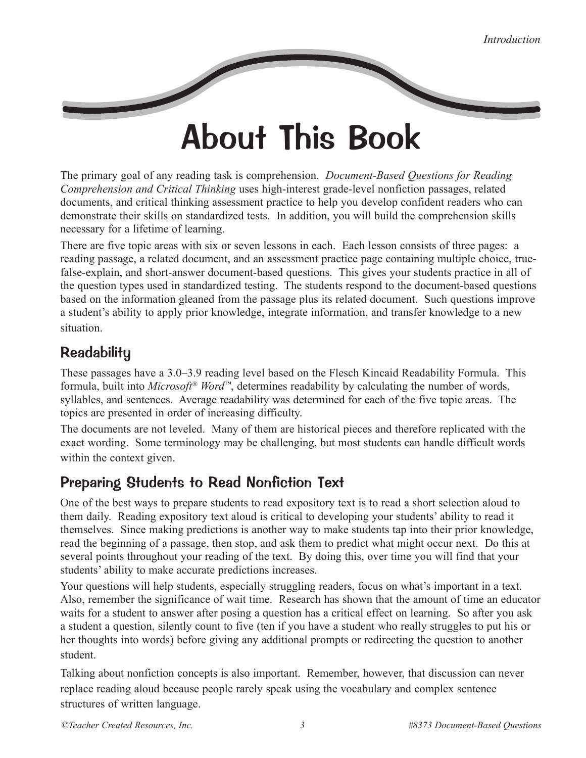# About This Book

The primary goal of any reading task is comprehension. *Document-Based Questions for Reading Comprehension and Critical Thinking* uses high-interest grade-level nonfiction passages, related documents, and critical thinking assessment practice to help you develop confident readers who can demonstrate their skills on standardized tests. In addition, you will build the comprehension skills necessary for a lifetime of learning.

There are five topic areas with six or seven lessons in each. Each lesson consists of three pages: a reading passage, a related document, and an assessment practice page containing multiple choice, true-false-explain, and short-answer document-based questions. This gives your students practice in all of the question types used in standardized testing. The students respond to the document-based questions based on the information gleaned from the passage plus its related document. Such questions improve a student's ability to apply prior knowledge, integrate information, and transfer knowledge to a new situation.

## Readability

These passages have a 3.0–3.9 reading level based on the Flesch Kincaid Readability Formula. This formula, built into *Microsoft® Word™*, determines readability by calculating the number of words, syllables, and sentences. Average readability was determined for each of the five topic areas. The topics are presented in order of increasing difficulty.

The documents are not leveled. Many of them are historical pieces and therefore replicated with the exact wording. Some terminology may be challenging, but most students can handle difficult words within the context given.

## Preparing Students to Read Nonfiction Text

One of the best ways to prepare students to read expository text is to read a short selection aloud to them daily. Reading expository text aloud is critical to developing your students' ability to read it themselves. Since making predictions is another way to make students tap into their prior knowledge, read the beginning of a passage, then stop, and ask them to predict what might occur next. Do this at several points throughout your reading of the text. By doing this, over time you will find that your students' ability to make accurate predictions increases.

Your questions will help students, especially struggling readers, focus on what's important in a text. Also, remember the significance of wait time. Research has shown that the amount of time an educator waits for a student to answer after posing a question has a critical effect on learning. So after you ask a student a question, silently count to five (ten if you have a student who really struggles to put his or her thoughts into words) before giving any additional prompts or redirecting the question to another student.

Talking about nonfiction concepts is also important. Remember, however, that discussion can never replace reading aloud because people rarely speak using the vocabulary and complex sentence structures of written language.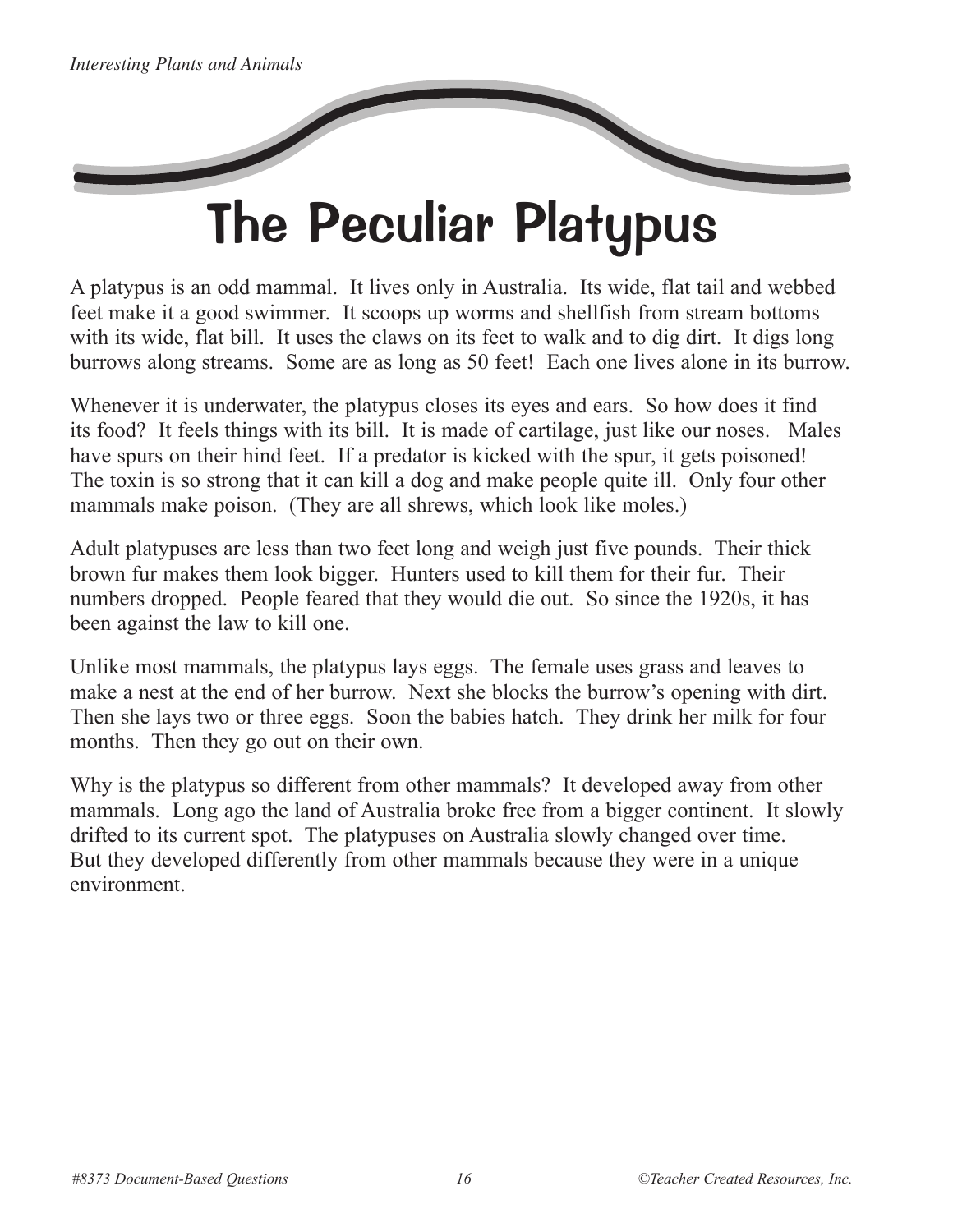# The Peculiar Platypus

A platypus is an odd mammal. It lives only in Australia. Its wide, flat tail and webbed feet make it a good swimmer. It scoops up worms and shellfish from stream bottoms with its wide, flat bill. It uses the claws on its feet to walk and to dig dirt. It digs long burrows along streams. Some are as long as 50 feet! Each one lives alone in its burrow.

Whenever it is underwater, the platypus closes its eyes and ears. So how does it find its food? It feels things with its bill. It is made of cartilage, just like our noses. Males have spurs on their hind feet. If a predator is kicked with the spur, it gets poisoned! The toxin is so strong that it can kill a dog and make people quite ill. Only four other mammals make poison. (They are all shrews, which look like moles.)

Adult platypuses are less than two feet long and weigh just five pounds. Their thick brown fur makes them look bigger. Hunters used to kill them for their fur. Their numbers dropped. People feared that they would die out. So since the 1920s, it has been against the law to kill one.

Unlike most mammals, the platypus lays eggs. The female uses grass and leaves to make a nest at the end of her burrow. Next she blocks the burrow's opening with dirt. Then she lays two or three eggs. Soon the babies hatch. They drink her milk for four months. Then they go out on their own.

Why is the platypus so different from other mammals? It developed away from other mammals. Long ago the land of Australia broke free from a bigger continent. It slowly drifted to its current spot. The platypuses on Australia slowly changed over time. But they developed differently from other mammals because they were in a unique environment.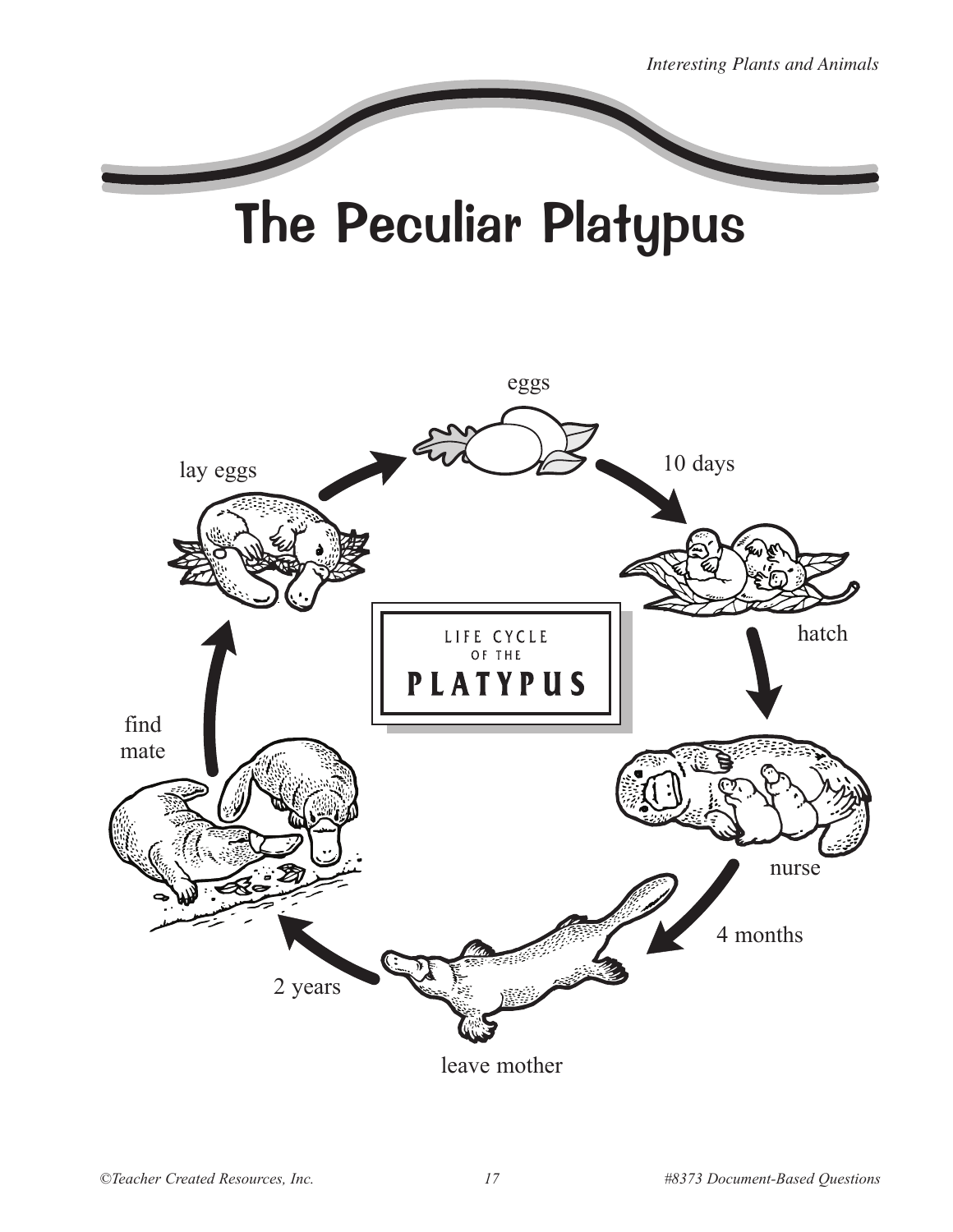# The Peculiar Platypus

LIFE CYCLE OF THE **PLATYPUS**

- eggs
- 10 days
- hatch
- nurse
- 4 months
- leave mother
- 2 years
- find mate
- lay eggs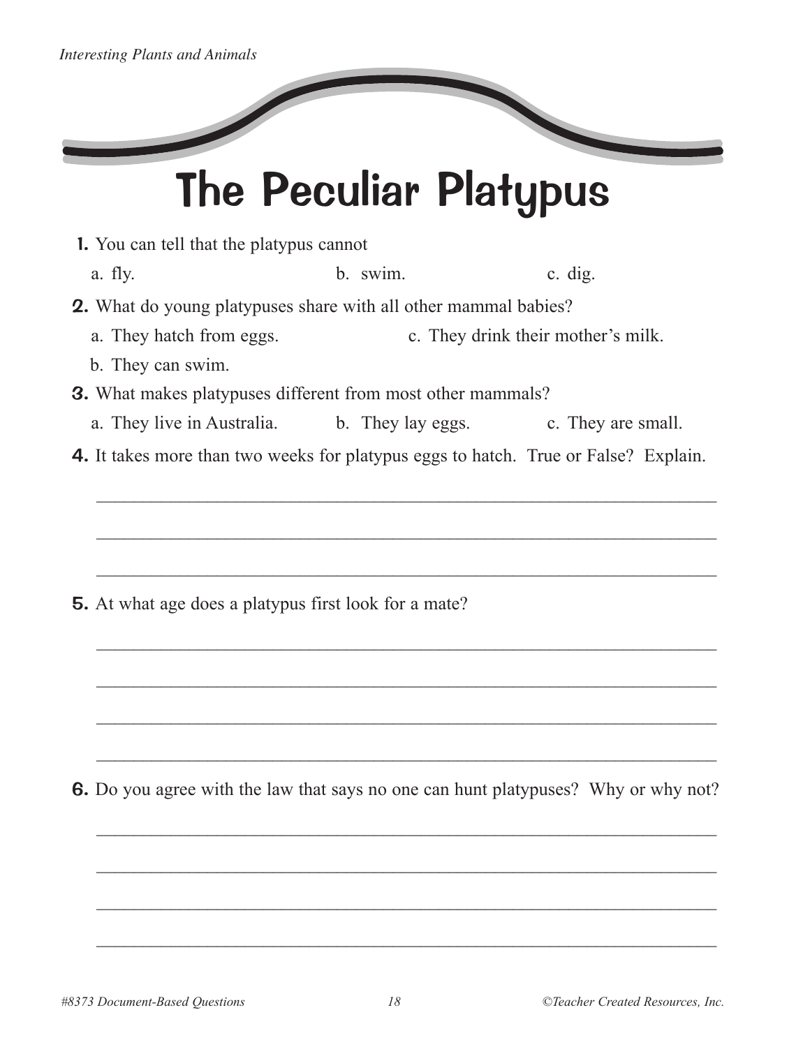# The Peculiar Platypus

**1.** You can tell that the platypus cannot

a. fly. b. swim. c. dig.

**2.** What do young platypuses share with all other mammal babies?

a. They hatch from eggs.
b. They can swim.
c. They drink their mother's milk.

**3.** What makes platypuses different from most other mammals?

a. They live in Australia. b. They lay eggs. c. They are small.

**4.** It takes more than two weeks for platypus eggs to hatch. True or False? Explain.

\_\_\_\_\_\_\_\_\_\_\_\_\_\_\_\_\_\_\_\_\_\_\_\_\_\_\_\_\_\_\_\_\_\_\_\_\_\_\_\_\_\_\_\_\_\_\_\_\_\_\_\_\_\_\_\_\_\_\_\_\_\_\_\_

\_\_\_\_\_\_\_\_\_\_\_\_\_\_\_\_\_\_\_\_\_\_\_\_\_\_\_\_\_\_\_\_\_\_\_\_\_\_\_\_\_\_\_\_\_\_\_\_\_\_\_\_\_\_\_\_\_\_\_\_\_\_\_\_

\_\_\_\_\_\_\_\_\_\_\_\_\_\_\_\_\_\_\_\_\_\_\_\_\_\_\_\_\_\_\_\_\_\_\_\_\_\_\_\_\_\_\_\_\_\_\_\_\_\_\_\_\_\_\_\_\_\_\_\_\_\_\_\_

**5.** At what age does a platypus first look for a mate?

\_\_\_\_\_\_\_\_\_\_\_\_\_\_\_\_\_\_\_\_\_\_\_\_\_\_\_\_\_\_\_\_\_\_\_\_\_\_\_\_\_\_\_\_\_\_\_\_\_\_\_\_\_\_\_\_\_\_\_\_\_\_\_\_

\_\_\_\_\_\_\_\_\_\_\_\_\_\_\_\_\_\_\_\_\_\_\_\_\_\_\_\_\_\_\_\_\_\_\_\_\_\_\_\_\_\_\_\_\_\_\_\_\_\_\_\_\_\_\_\_\_\_\_\_\_\_\_\_

\_\_\_\_\_\_\_\_\_\_\_\_\_\_\_\_\_\_\_\_\_\_\_\_\_\_\_\_\_\_\_\_\_\_\_\_\_\_\_\_\_\_\_\_\_\_\_\_\_\_\_\_\_\_\_\_\_\_\_\_\_\_\_\_

\_\_\_\_\_\_\_\_\_\_\_\_\_\_\_\_\_\_\_\_\_\_\_\_\_\_\_\_\_\_\_\_\_\_\_\_\_\_\_\_\_\_\_\_\_\_\_\_\_\_\_\_\_\_\_\_\_\_\_\_\_\_\_\_

**6.** Do you agree with the law that says no one can hunt platypuses? Why or why not?

\_\_\_\_\_\_\_\_\_\_\_\_\_\_\_\_\_\_\_\_\_\_\_\_\_\_\_\_\_\_\_\_\_\_\_\_\_\_\_\_\_\_\_\_\_\_\_\_\_\_\_\_\_\_\_\_\_\_\_\_\_\_\_\_

\_\_\_\_\_\_\_\_\_\_\_\_\_\_\_\_\_\_\_\_\_\_\_\_\_\_\_\_\_\_\_\_\_\_\_\_\_\_\_\_\_\_\_\_\_\_\_\_\_\_\_\_\_\_\_\_\_\_\_\_\_\_\_\_

\_\_\_\_\_\_\_\_\_\_\_\_\_\_\_\_\_\_\_\_\_\_\_\_\_\_\_\_\_\_\_\_\_\_\_\_\_\_\_\_\_\_\_\_\_\_\_\_\_\_\_\_\_\_\_\_\_\_\_\_\_\_\_\_

\_\_\_\_\_\_\_\_\_\_\_\_\_\_\_\_\_\_\_\_\_\_\_\_\_\_\_\_\_\_\_\_\_\_\_\_\_\_\_\_\_\_\_\_\_\_\_\_\_\_\_\_\_\_\_\_\_\_\_\_\_\_\_\_